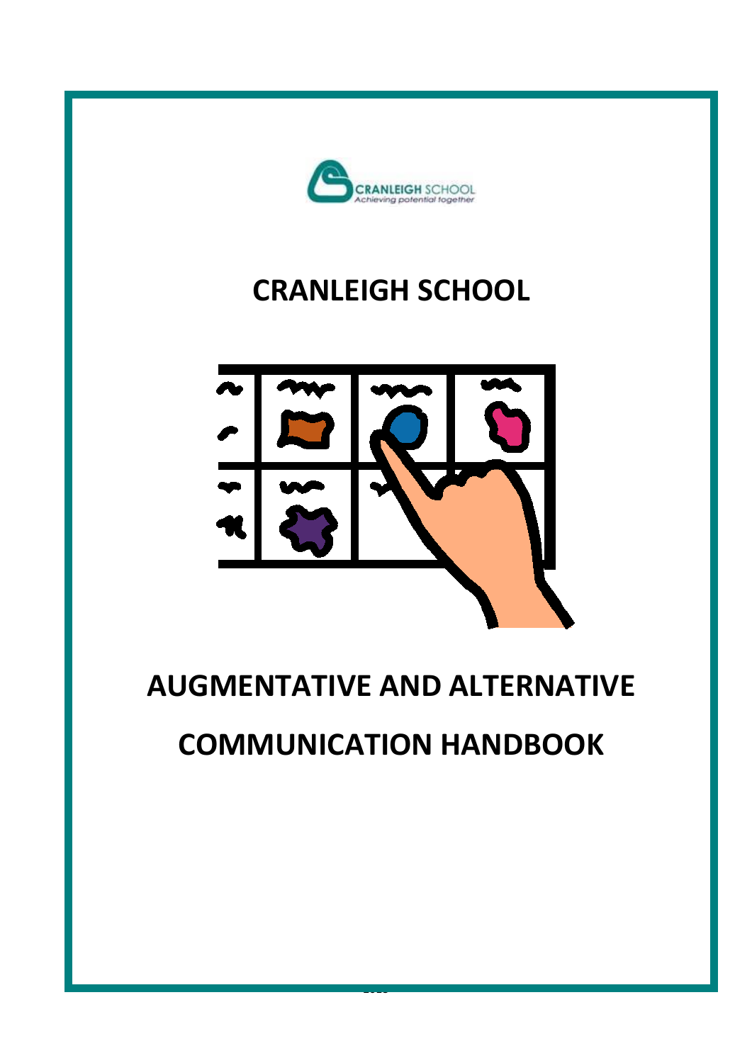# CRANLEIGH SCHOOL

# AUGMENTATIVE AND ALTERNATIVE COMMUNICATION HANDBOOK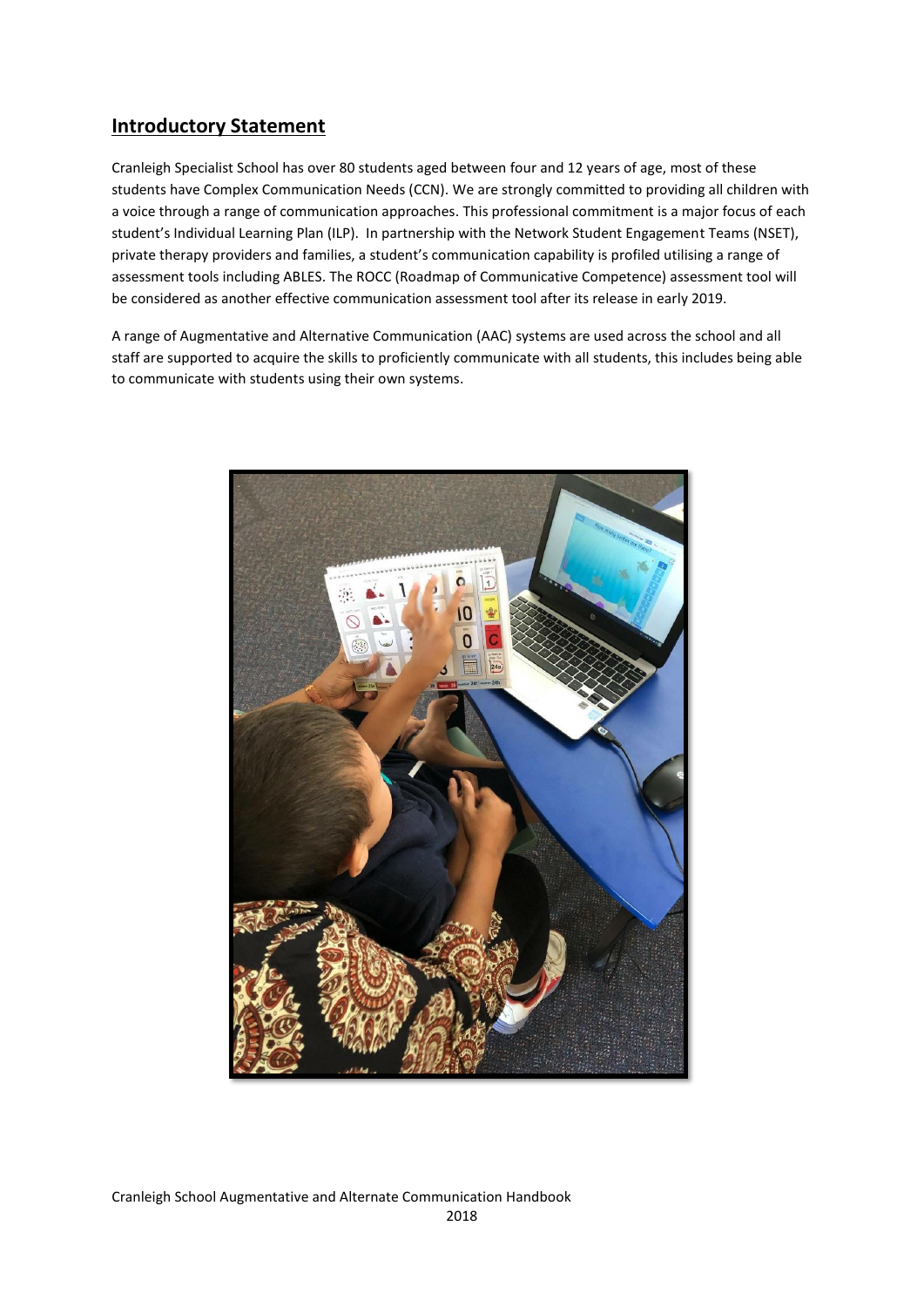## Introductory Statement

Cranleigh Specialist School has over 80 students aged between four and 12 years of age, most of these students have Complex Communication Needs (CCN). We are strongly committed to providing all children with a voice through a range of communication approaches. This professional commitment is a major focus of each student's Individual Learning Plan (ILP). In partnership with the Network Student Engagement Teams (NSET), private therapy providers and families, a student's communication capability is profiled utilising a range of assessment tools including ABLES. The ROCC (Roadmap of Communicative Competence) assessment tool will be considered as another effective communication assessment tool after its release in early 2019.

A range of Augmentative and Alternative Communication (AAC) systems are used across the school and all staff are supported to acquire the skills to proficiently communicate with all students, this includes being able to communicate with students using their own systems.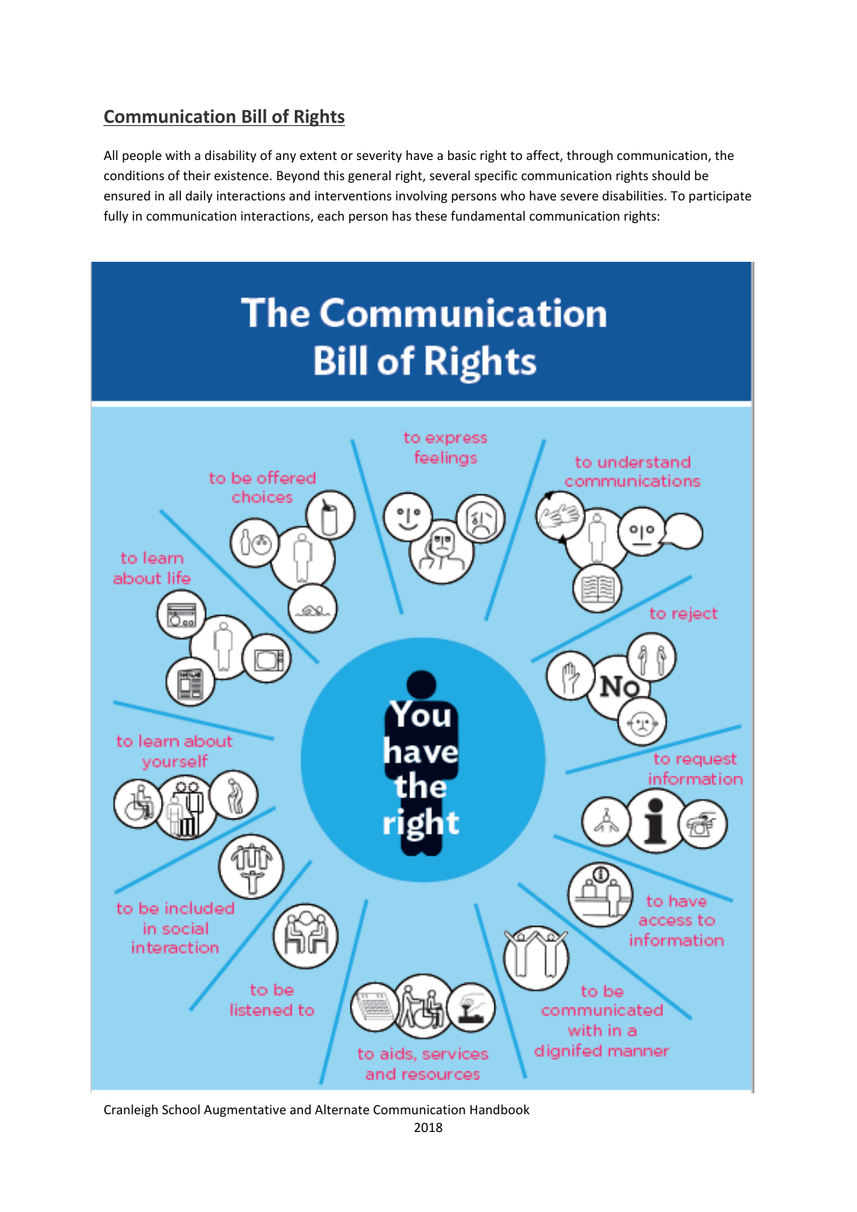## Communication Bill of Rights

All people with a disability of any extent or severity have a basic right to affect, through communication, the conditions of their existence. Beyond this general right, several specific communication rights should be ensured in all daily interactions and interventions involving persons who have severe disabilities. To participate fully in communication interactions, each person has these fundamental communication rights:

# The Communication Bill of Rights

**You have the right**

- to express feelings
- to understand communications
- to reject
- to request information
- to have access to information
- to be communicated with in a dignifed manner
- to aids, services and resources
- to be listened to
- to be included in social interaction
- to learn about yourself
- to learn about life
- to be offered choices

Cranleigh School Augmentative and Alternate Communication Handbook 2018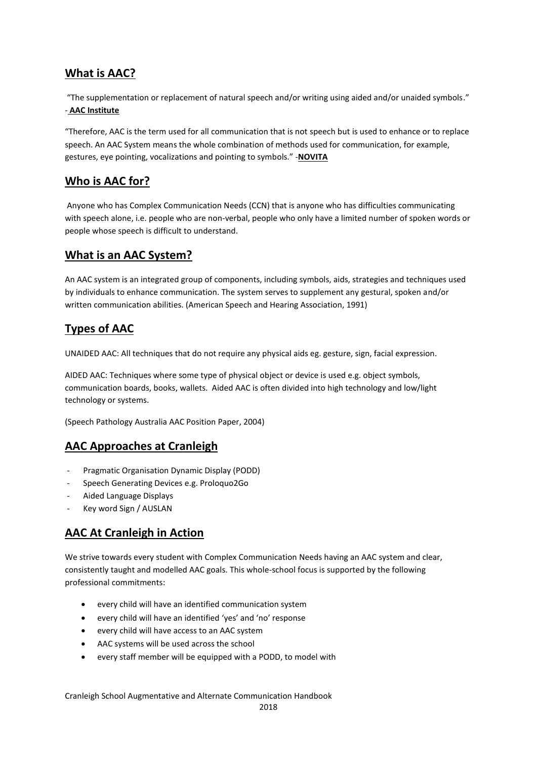## What is AAC?

"The supplementation or replacement of natural speech and/or writing using aided and/or unaided symbols." - **AAC Institute**

"Therefore, AAC is the term used for all communication that is not speech but is used to enhance or to replace speech. An AAC System means the whole combination of methods used for communication, for example, gestures, eye pointing, vocalizations and pointing to symbols." -**NOVITA**

## Who is AAC for?

Anyone who has Complex Communication Needs (CCN) that is anyone who has difficulties communicating with speech alone, i.e. people who are non-verbal, people who only have a limited number of spoken words or people whose speech is difficult to understand.

## What is an AAC System?

An AAC system is an integrated group of components, including symbols, aids, strategies and techniques used by individuals to enhance communication. The system serves to supplement any gestural, spoken and/or written communication abilities. (American Speech and Hearing Association, 1991)

## Types of AAC

UNAIDED AAC: All techniques that do not require any physical aids eg. gesture, sign, facial expression.

AIDED AAC: Techniques where some type of physical object or device is used e.g. object symbols, communication boards, books, wallets. Aided AAC is often divided into high technology and low/light technology or systems.

(Speech Pathology Australia AAC Position Paper, 2004)

## AAC Approaches at Cranleigh

- Pragmatic Organisation Dynamic Display (PODD)
- Speech Generating Devices e.g. Proloquo2Go
- Aided Language Displays
- Key word Sign / AUSLAN

## AAC At Cranleigh in Action

We strive towards every student with Complex Communication Needs having an AAC system and clear, consistently taught and modelled AAC goals. This whole-school focus is supported by the following professional commitments:

- every child will have an identified communication system
- every child will have an identified 'yes' and 'no' response
- every child will have access to an AAC system
- AAC systems will be used across the school
- every staff member will be equipped with a PODD, to model with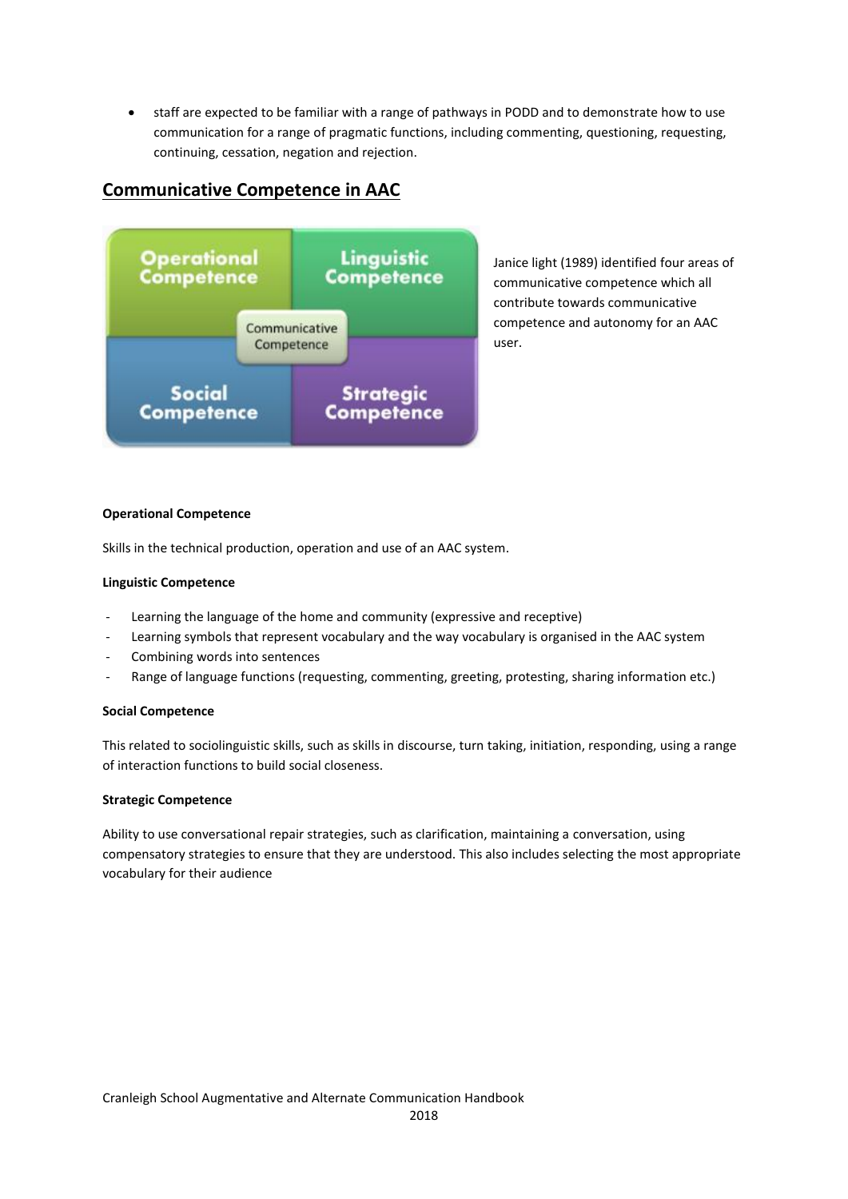- staff are expected to be familiar with a range of pathways in PODD and to demonstrate how to use communication for a range of pragmatic functions, including commenting, questioning, requesting, continuing, cessation, negation and rejection.

## Communicative Competence in AAC

| Operational Competence | Linguistic Competence |
| --- | --- |
| Social Competence | Strategic Competence |

Communicative Competence

Janice light (1989) identified four areas of communicative competence which all contribute towards communicative competence and autonomy for an AAC user.

**Operational Competence**

Skills in the technical production, operation and use of an AAC system.

**Linguistic Competence**

- Learning the language of the home and community (expressive and receptive)
- Learning symbols that represent vocabulary and the way vocabulary is organised in the AAC system
- Combining words into sentences
- Range of language functions (requesting, commenting, greeting, protesting, sharing information etc.)

**Social Competence**

This related to sociolinguistic skills, such as skills in discourse, turn taking, initiation, responding, using a range of interaction functions to build social closeness.

**Strategic Competence**

Ability to use conversational repair strategies, such as clarification, maintaining a conversation, using compensatory strategies to ensure that they are understood. This also includes selecting the most appropriate vocabulary for their audience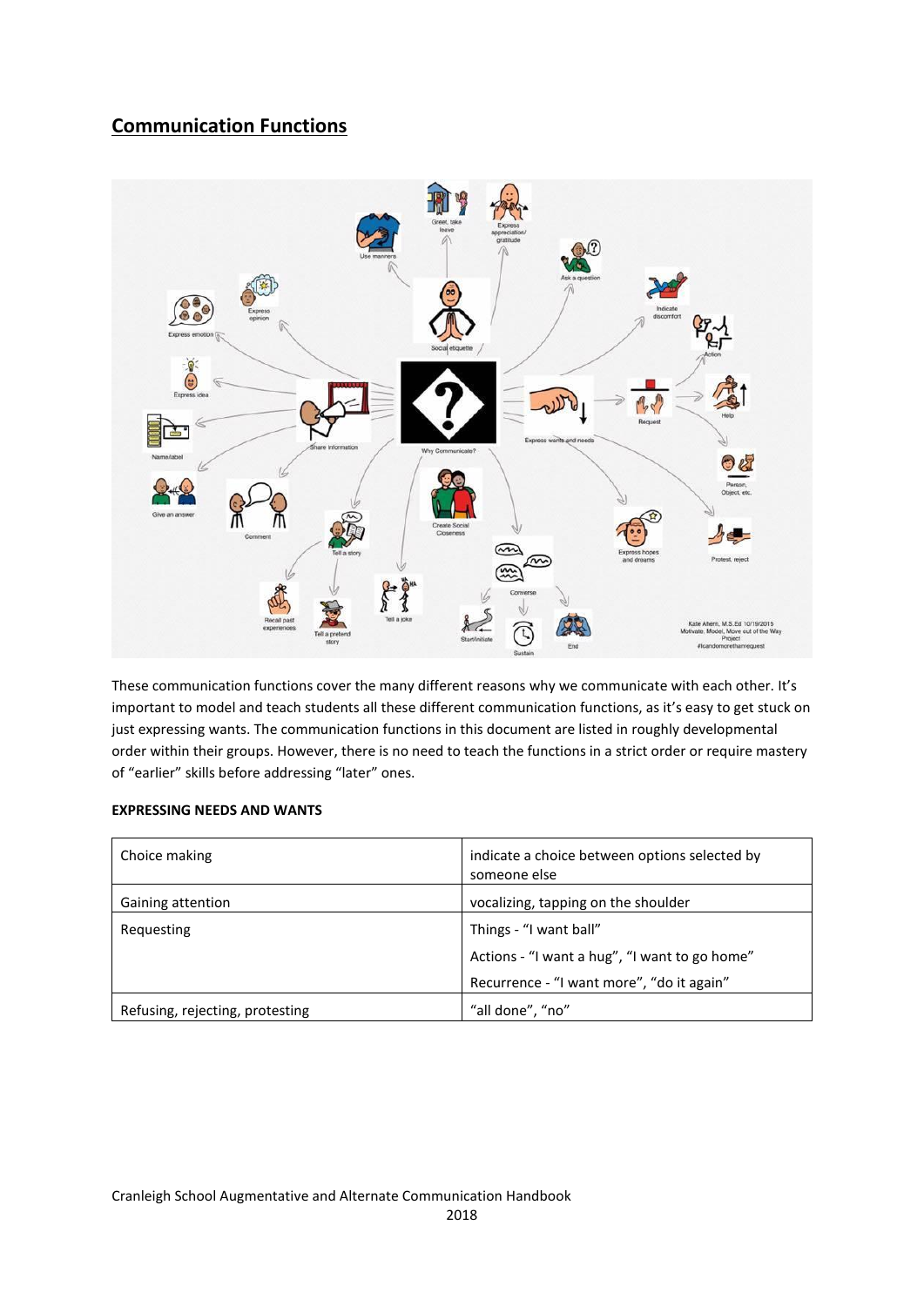## Communication Functions

These communication functions cover the many different reasons why we communicate with each other. It's important to model and teach students all these different communication functions, as it's easy to get stuck on just expressing wants. The communication functions in this document are listed in roughly developmental order within their groups. However, there is no need to teach the functions in a strict order or require mastery of "earlier" skills before addressing "later" ones.

**EXPRESSING NEEDS AND WANTS**

| | |
|---|---|
| Choice making | indicate a choice between options selected by someone else |
| Gaining attention | vocalizing, tapping on the shoulder |
| Requesting | Things - "I want ball"<br>Actions - "I want a hug", "I want to go home"<br>Recurrence - "I want more", "do it again" |
| Refusing, rejecting, protesting | "all done", "no" |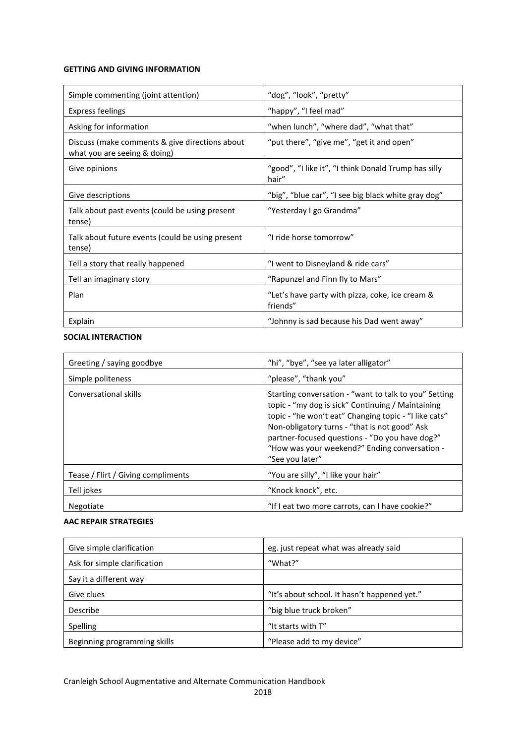**GETTING AND GIVING INFORMATION**

| | |
|---|---|
| Simple commenting (joint attention) | "dog", "look", "pretty" |
| Express feelings | "happy", "I feel mad" |
| Asking for information | "when lunch", "where dad", "what that" |
| Discuss (make comments & give directions about what you are seeing & doing) | "put there", "give me", "get it and open" |
| Give opinions | "good", "I like it", "I think Donald Trump has silly hair" |
| Give descriptions | "big", "blue car", "I see big black white gray dog" |
| Talk about past events (could be using present tense) | "Yesterday I go Grandma" |
| Talk about future events (could be using present tense) | "I ride horse tomorrow" |
| Tell a story that really happened | "I went to Disneyland & ride cars" |
| Tell an imaginary story | "Rapunzel and Finn fly to Mars" |
| Plan | "Let's have party with pizza, coke, ice cream & friends" |
| Explain | "Johnny is sad because his Dad went away" |

**SOCIAL INTERACTION**

| | |
|---|---|
| Greeting / saying goodbye | "hi", "bye", "see ya later alligator" |
| Simple politeness | "please", "thank you" |
| Conversational skills | Starting conversation - "want to talk to you" Setting topic - "my dog is sick" Continuing / Maintaining topic - "he won't eat" Changing topic - "I like cats" Non-obligatory turns - "that is not good" Ask partner-focused questions - "Do you have dog?" "How was your weekend?" Ending conversation - "See you later" |
| Tease / Flirt / Giving compliments | "You are silly", "I like your hair" |
| Tell jokes | "Knock knock", etc. |
| Negotiate | "If I eat two more carrots, can I have cookie?" |

**AAC REPAIR STRATEGIES**

| | |
|---|---|
| Give simple clarification | eg. just repeat what was already said |
| Ask for simple clarification | "What?" |
| Say it a different way | |
| Give clues | "It's about school. It hasn't happened yet." |
| Describe | "big blue truck broken" |
| Spelling | "It starts with T" |
| Beginning programming skills | "Please add to my device" |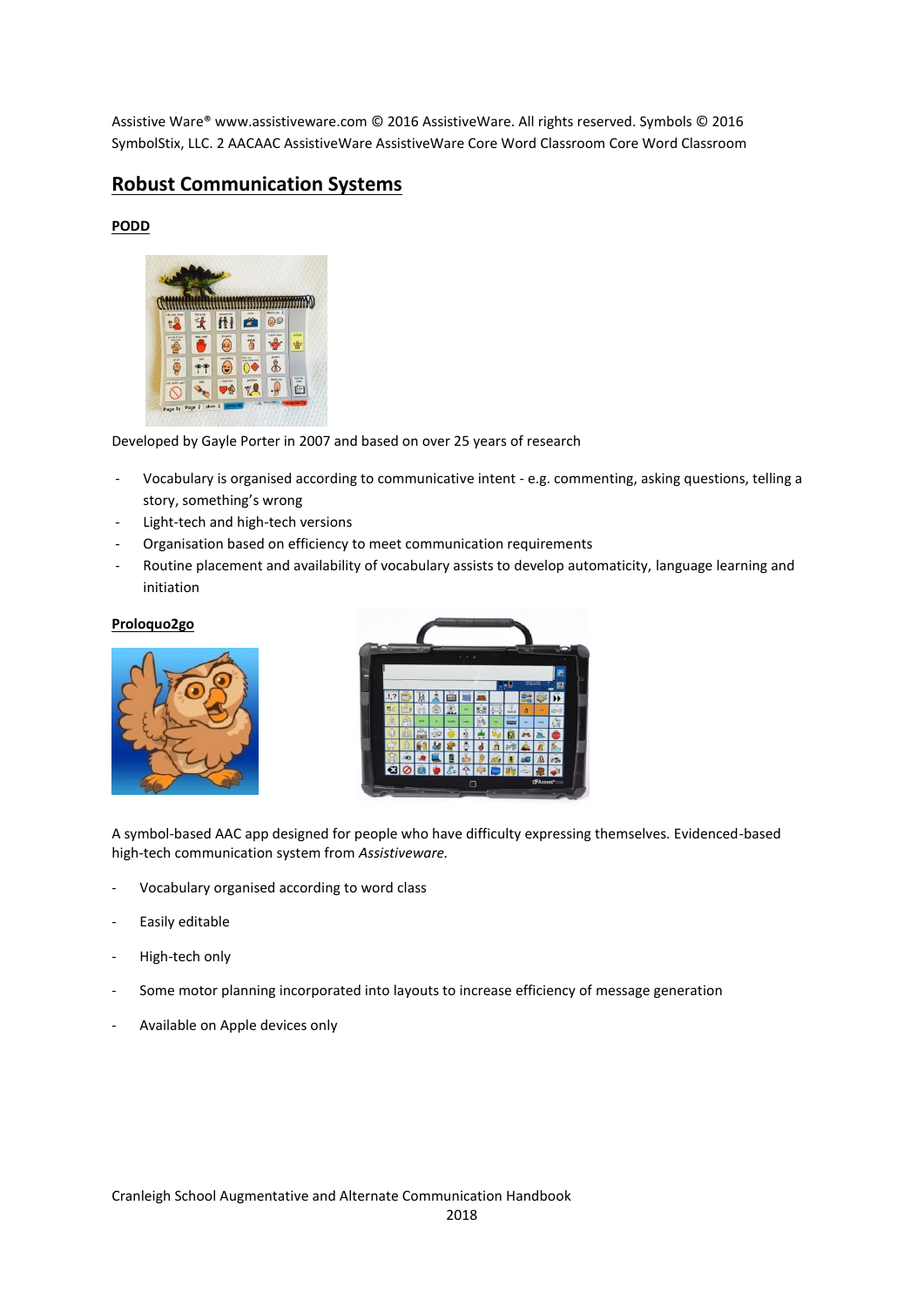Assistive Ware® www.assistiveware.com © 2016 AssistiveWare. All rights reserved. Symbols © 2016 SymbolStix, LLC. 2 AACAAC AssistiveWare AssistiveWare Core Word Classroom Core Word Classroom

## Robust Communication Systems

### PODD

Developed by Gayle Porter in 2007 and based on over 25 years of research

- Vocabulary is organised according to communicative intent - e.g. commenting, asking questions, telling a story, something's wrong
- Light-tech and high-tech versions
- Organisation based on efficiency to meet communication requirements
- Routine placement and availability of vocabulary assists to develop automaticity, language learning and initiation

### Proloquo2go

A symbol-based AAC app designed for people who have difficulty expressing themselves. Evidenced-based high-tech communication system from *Assistiveware.*

- Vocabulary organised according to word class
- Easily editable
- High-tech only
- Some motor planning incorporated into layouts to increase efficiency of message generation
- Available on Apple devices only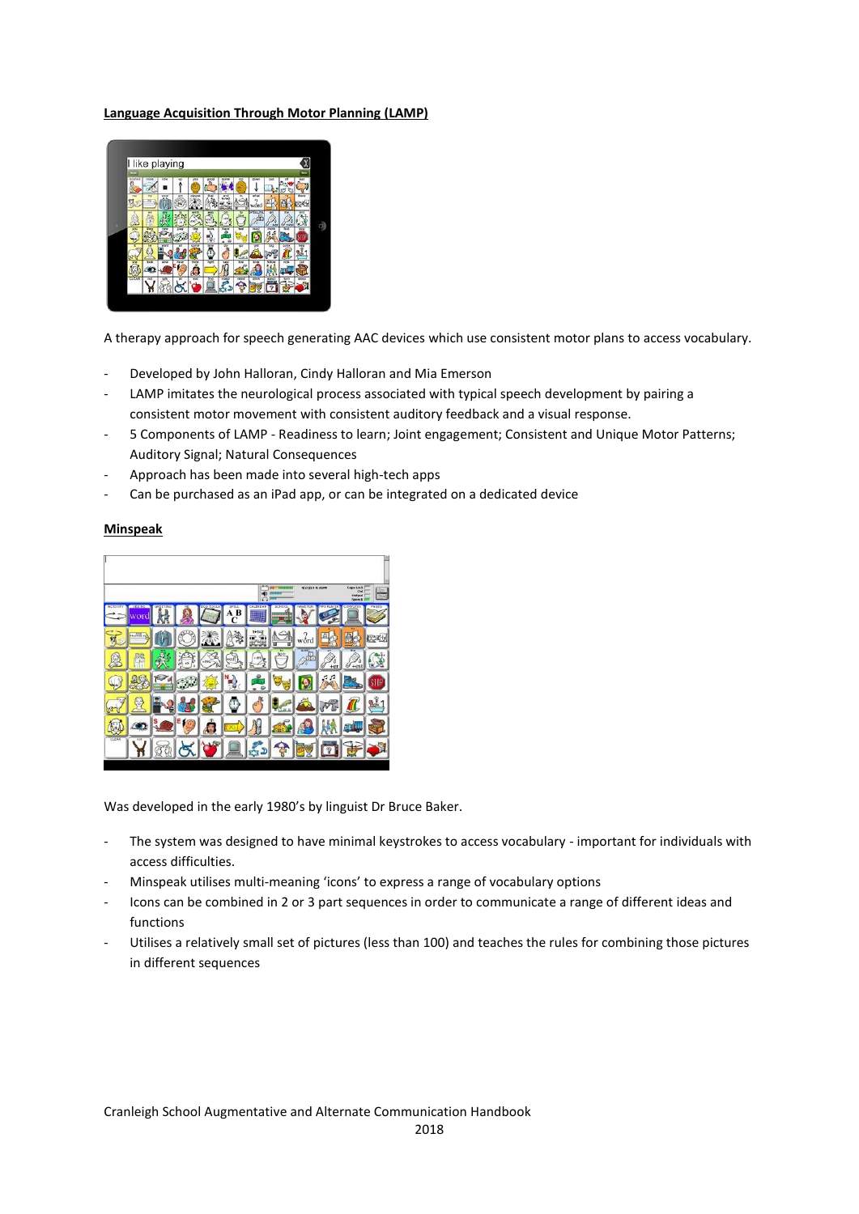**Language Acquisition Through Motor Planning (LAMP)**

A therapy approach for speech generating AAC devices which use consistent motor plans to access vocabulary.

- Developed by John Halloran, Cindy Halloran and Mia Emerson
- LAMP imitates the neurological process associated with typical speech development by pairing a consistent motor movement with consistent auditory feedback and a visual response.
- 5 Components of LAMP - Readiness to learn; Joint engagement; Consistent and Unique Motor Patterns; Auditory Signal; Natural Consequences
- Approach has been made into several high-tech apps
- Can be purchased as an iPad app, or can be integrated on a dedicated device

**Minspeak**

Was developed in the early 1980's by linguist Dr Bruce Baker.

- The system was designed to have minimal keystrokes to access vocabulary - important for individuals with access difficulties.
- Minspeak utilises multi-meaning 'icons' to express a range of vocabulary options
- Icons can be combined in 2 or 3 part sequences in order to communicate a range of different ideas and functions
- Utilises a relatively small set of pictures (less than 100) and teaches the rules for combining those pictures in different sequences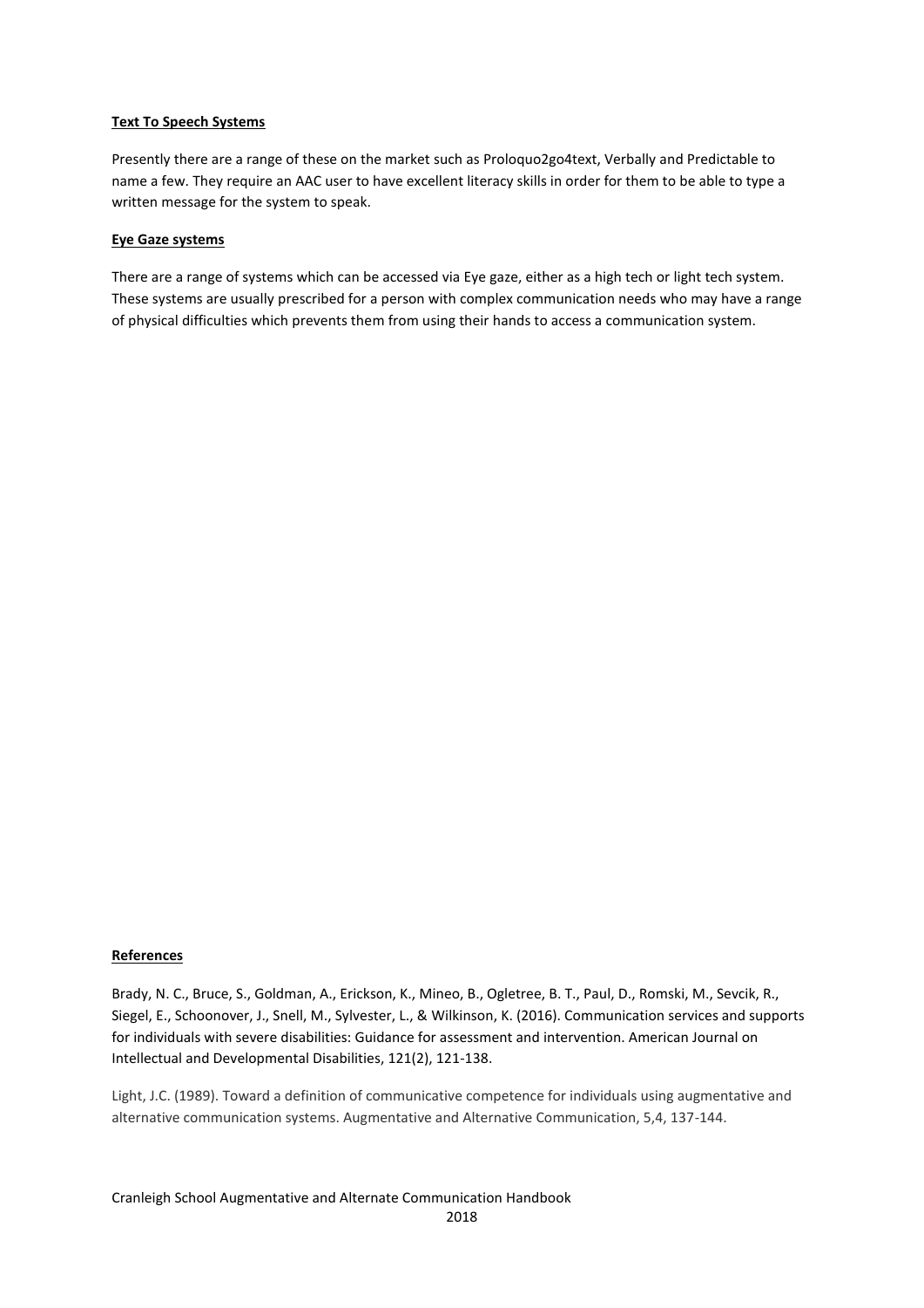**Text To Speech Systems**

Presently there are a range of these on the market such as Proloquo2go4text, Verbally and Predictable to name a few. They require an AAC user to have excellent literacy skills in order for them to be able to type a written message for the system to speak.

**Eye Gaze systems**

There are a range of systems which can be accessed via Eye gaze, either as a high tech or light tech system. These systems are usually prescribed for a person with complex communication needs who may have a range of physical difficulties which prevents them from using their hands to access a communication system.

**References**

Brady, N. C., Bruce, S., Goldman, A., Erickson, K., Mineo, B., Ogletree, B. T., Paul, D., Romski, M., Sevcik, R., Siegel, E., Schoonover, J., Snell, M., Sylvester, L., & Wilkinson, K. (2016). Communication services and supports for individuals with severe disabilities: Guidance for assessment and intervention. American Journal on Intellectual and Developmental Disabilities, 121(2), 121-138.

Light, J.C. (1989). Toward a definition of communicative competence for individuals using augmentative and alternative communication systems. Augmentative and Alternative Communication, 5,4, 137-144.